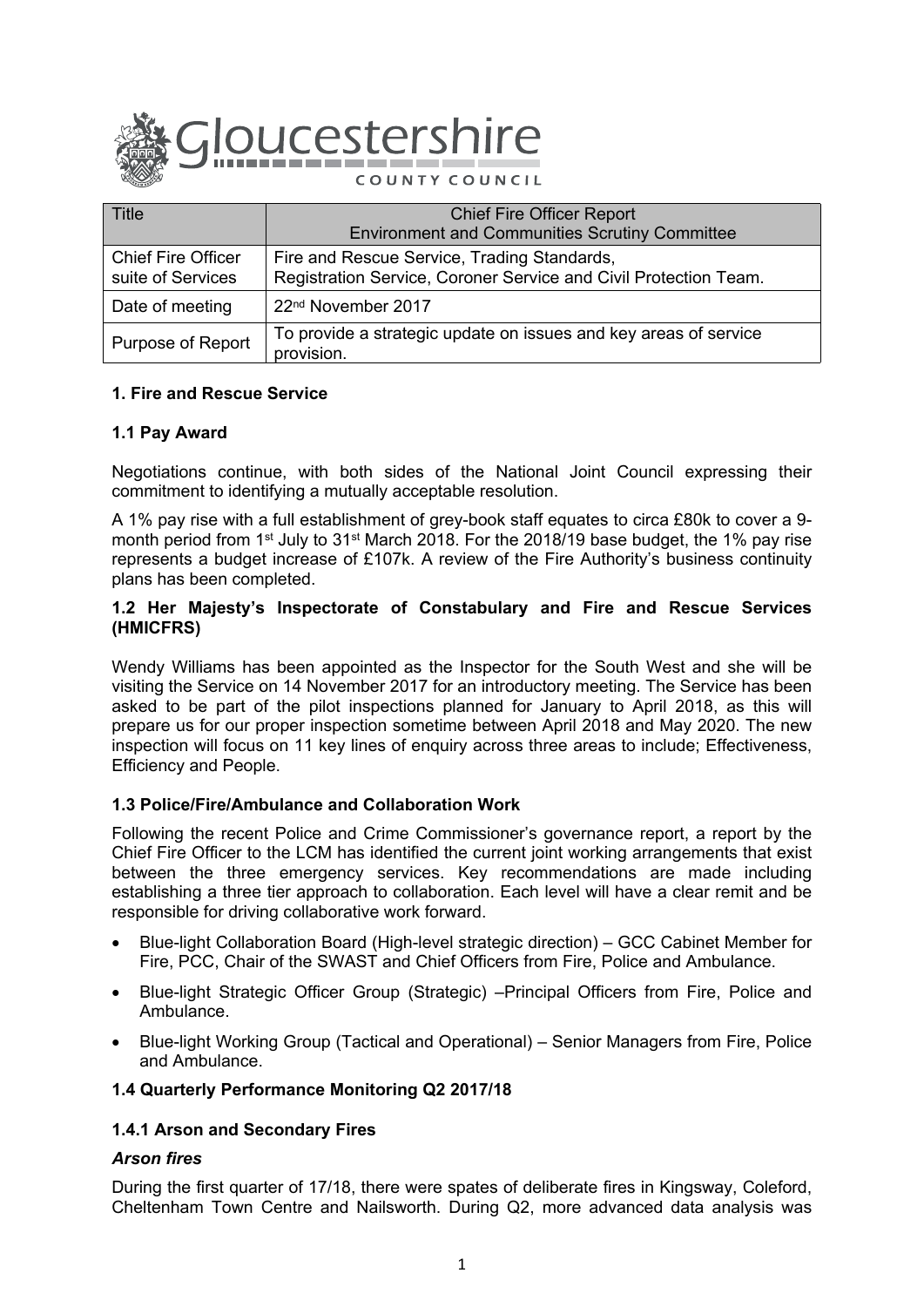Gloucestershire County Council

| Title | Chief Fire Officer Report<br>Environment and Communities Scrutiny Committee |
| --- | --- |
| Chief Fire Officer suite of Services | Fire and Rescue Service, Trading Standards,<br>Registration Service, Coroner Service and Civil Protection Team. |
| Date of meeting | 22nd November 2017 |
| Purpose of Report | To provide a strategic update on issues and key areas of service provision. |

## 1. Fire and Rescue Service

### 1.1 Pay Award

Negotiations continue, with both sides of the National Joint Council expressing their commitment to identifying a mutually acceptable resolution.

A 1% pay rise with a full establishment of grey-book staff equates to circa £80k to cover a 9-month period from 1st July to 31st March 2018. For the 2018/19 base budget, the 1% pay rise represents a budget increase of £107k. A review of the Fire Authority's business continuity plans has been completed.

### 1.2 Her Majesty's Inspectorate of Constabulary and Fire and Rescue Services (HMICFRS)

Wendy Williams has been appointed as the Inspector for the South West and she will be visiting the Service on 14 November 2017 for an introductory meeting. The Service has been asked to be part of the pilot inspections planned for January to April 2018, as this will prepare us for our proper inspection sometime between April 2018 and May 2020. The new inspection will focus on 11 key lines of enquiry across three areas to include; Effectiveness, Efficiency and People.

### 1.3 Police/Fire/Ambulance and Collaboration Work

Following the recent Police and Crime Commissioner's governance report, a report by the Chief Fire Officer to the LCM has identified the current joint working arrangements that exist between the three emergency services. Key recommendations are made including establishing a three tier approach to collaboration. Each level will have a clear remit and be responsible for driving collaborative work forward.

- Blue-light Collaboration Board (High-level strategic direction) – GCC Cabinet Member for Fire, PCC, Chair of the SWAST and Chief Officers from Fire, Police and Ambulance.
- Blue-light Strategic Officer Group (Strategic) –Principal Officers from Fire, Police and Ambulance.
- Blue-light Working Group (Tactical and Operational) – Senior Managers from Fire, Police and Ambulance.

### 1.4 Quarterly Performance Monitoring Q2 2017/18

#### 1.4.1 Arson and Secondary Fires

***Arson fires***

During the first quarter of 17/18, there were spates of deliberate fires in Kingsway, Coleford, Cheltenham Town Centre and Nailsworth. During Q2, more advanced data analysis was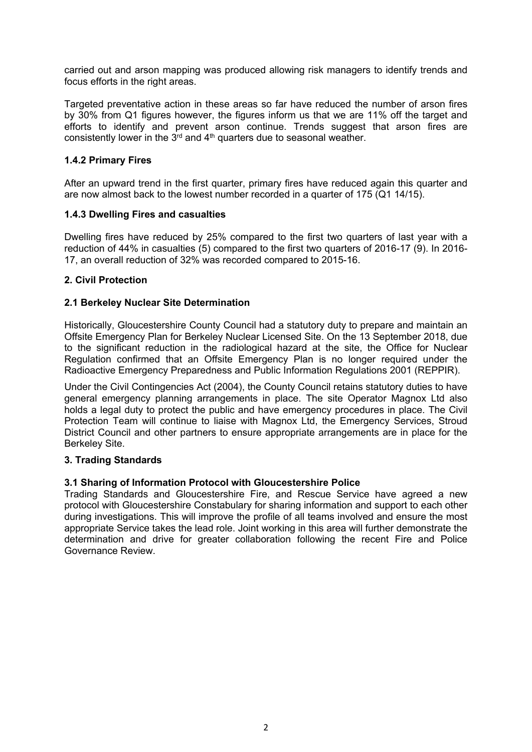carried out and arson mapping was produced allowing risk managers to identify trends and focus efforts in the right areas.

Targeted preventative action in these areas so far have reduced the number of arson fires by 30% from Q1 figures however, the figures inform us that we are 11% off the target and efforts to identify and prevent arson continue. Trends suggest that arson fires are consistently lower in the 3rd and 4th quarters due to seasonal weather.

### 1.4.2 Primary Fires

After an upward trend in the first quarter, primary fires have reduced again this quarter and are now almost back to the lowest number recorded in a quarter of 175 (Q1 14/15).

### 1.4.3 Dwelling Fires and casualties

Dwelling fires have reduced by 25% compared to the first two quarters of last year with a reduction of 44% in casualties (5) compared to the first two quarters of 2016-17 (9). In 2016-17, an overall reduction of 32% was recorded compared to 2015-16.

## 2. Civil Protection

### 2.1 Berkeley Nuclear Site Determination

Historically, Gloucestershire County Council had a statutory duty to prepare and maintain an Offsite Emergency Plan for Berkeley Nuclear Licensed Site. On the 13 September 2018, due to the significant reduction in the radiological hazard at the site, the Office for Nuclear Regulation confirmed that an Offsite Emergency Plan is no longer required under the Radioactive Emergency Preparedness and Public Information Regulations 2001 (REPPIR).

Under the Civil Contingencies Act (2004), the County Council retains statutory duties to have general emergency planning arrangements in place. The site Operator Magnox Ltd also holds a legal duty to protect the public and have emergency procedures in place. The Civil Protection Team will continue to liaise with Magnox Ltd, the Emergency Services, Stroud District Council and other partners to ensure appropriate arrangements are in place for the Berkeley Site.

## 3. Trading Standards

### 3.1 Sharing of Information Protocol with Gloucestershire Police

Trading Standards and Gloucestershire Fire, and Rescue Service have agreed a new protocol with Gloucestershire Constabulary for sharing information and support to each other during investigations. This will improve the profile of all teams involved and ensure the most appropriate Service takes the lead role. Joint working in this area will further demonstrate the determination and drive for greater collaboration following the recent Fire and Police Governance Review.